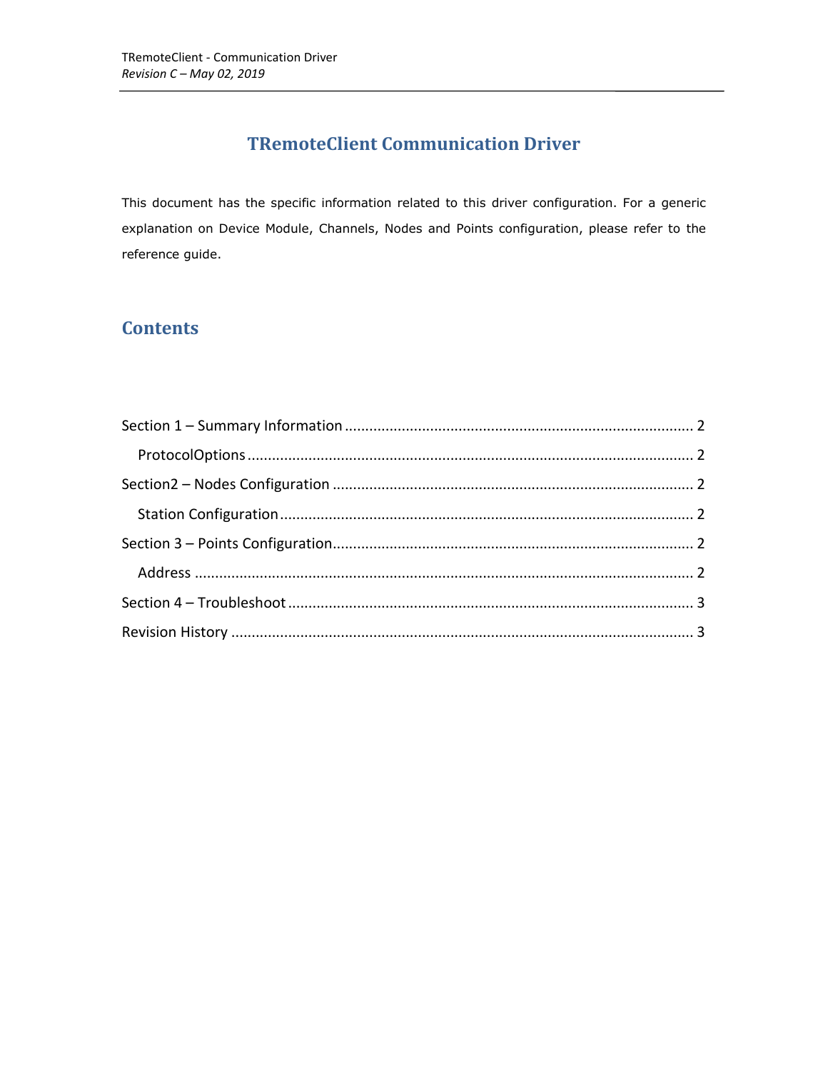# TRemoteClient Communication Driver

This document has the specific information related to this driver configuration. For a generic explanation on Device Module, Channels, Nodes and Points configuration, please refer to the reference guide.

## Contents

Section 1 – Summary Information ........................................................................ 2

ProtocolOptions ........................................................................................... 2

Section2 – Nodes Configuration ........................................................................ 2

Station Configuration ..................................................................................... 2

Section 3 – Points Configuration ........................................................................ 2

Address ......................................................................................................... 2

Section 4 – Troubleshoot ................................................................................... 3

Revision History ................................................................................................ 3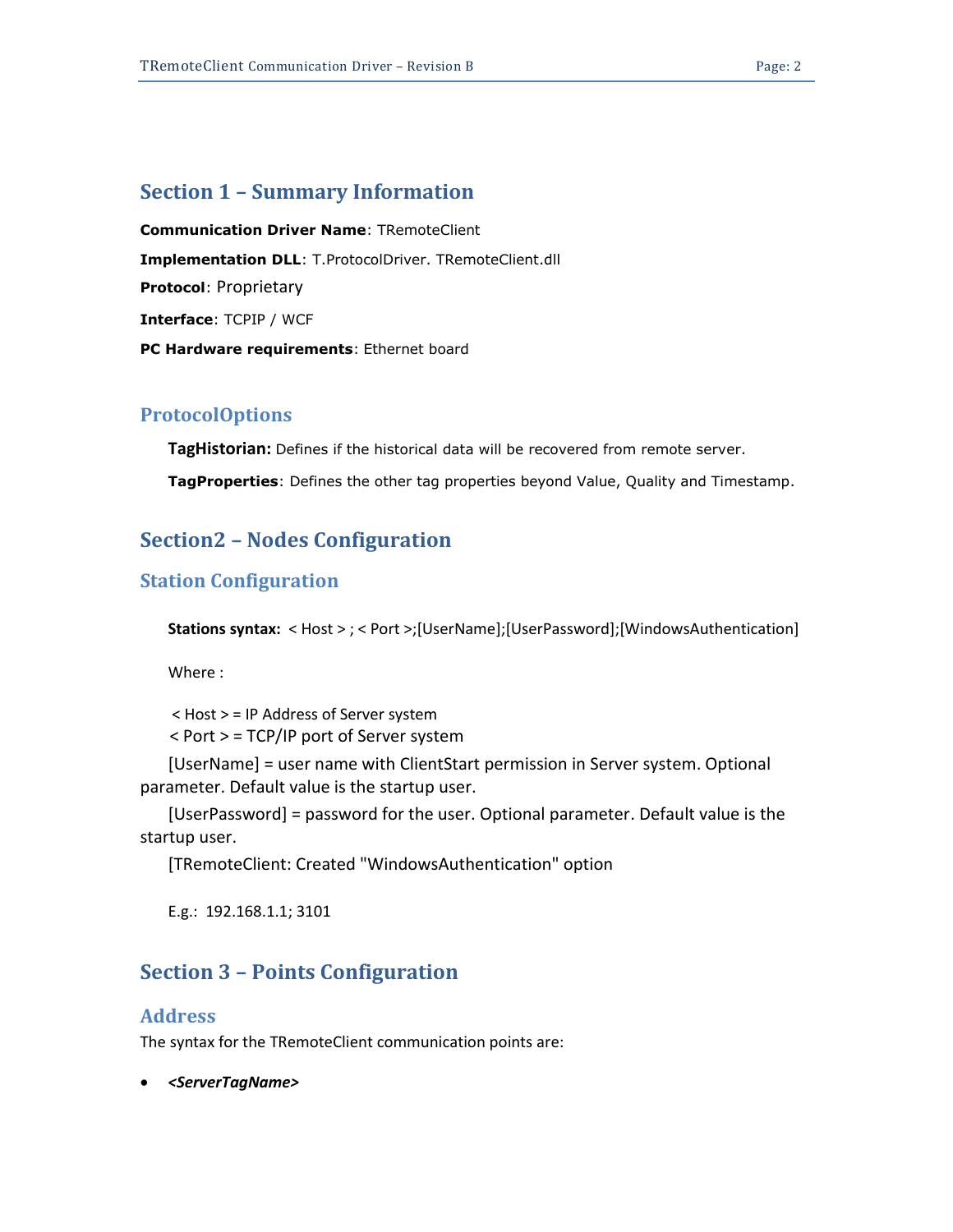## Section 1 – Summary Information

**Communication Driver Name**: TRemoteClient

**Implementation DLL**: T.ProtocolDriver. TRemoteClient.dll

**Protocol**: Proprietary

**Interface**: TCPIP / WCF

**PC Hardware requirements**: Ethernet board

### ProtocolOptions

**TagHistorian:** Defines if the historical data will be recovered from remote server.

**TagProperties**: Defines the other tag properties beyond Value, Quality and Timestamp.

## Section2 – Nodes Configuration

### Station Configuration

**Stations syntax:** < Host > ; < Port >;[UserName];[UserPassword];[WindowsAuthentication]

Where :

< Host > = IP Address of Server system
< Port > = TCP/IP port of Server system

[UserName] = user name with ClientStart permission in Server system. Optional parameter. Default value is the startup user.

[UserPassword] = password for the user. Optional parameter. Default value is the startup user.

[TRemoteClient: Created "WindowsAuthentication" option

E.g.: 192.168.1.1; 3101

## Section 3 – Points Configuration

### Address

The syntax for the TRemoteClient communication points are:

- ***<ServerTagName>***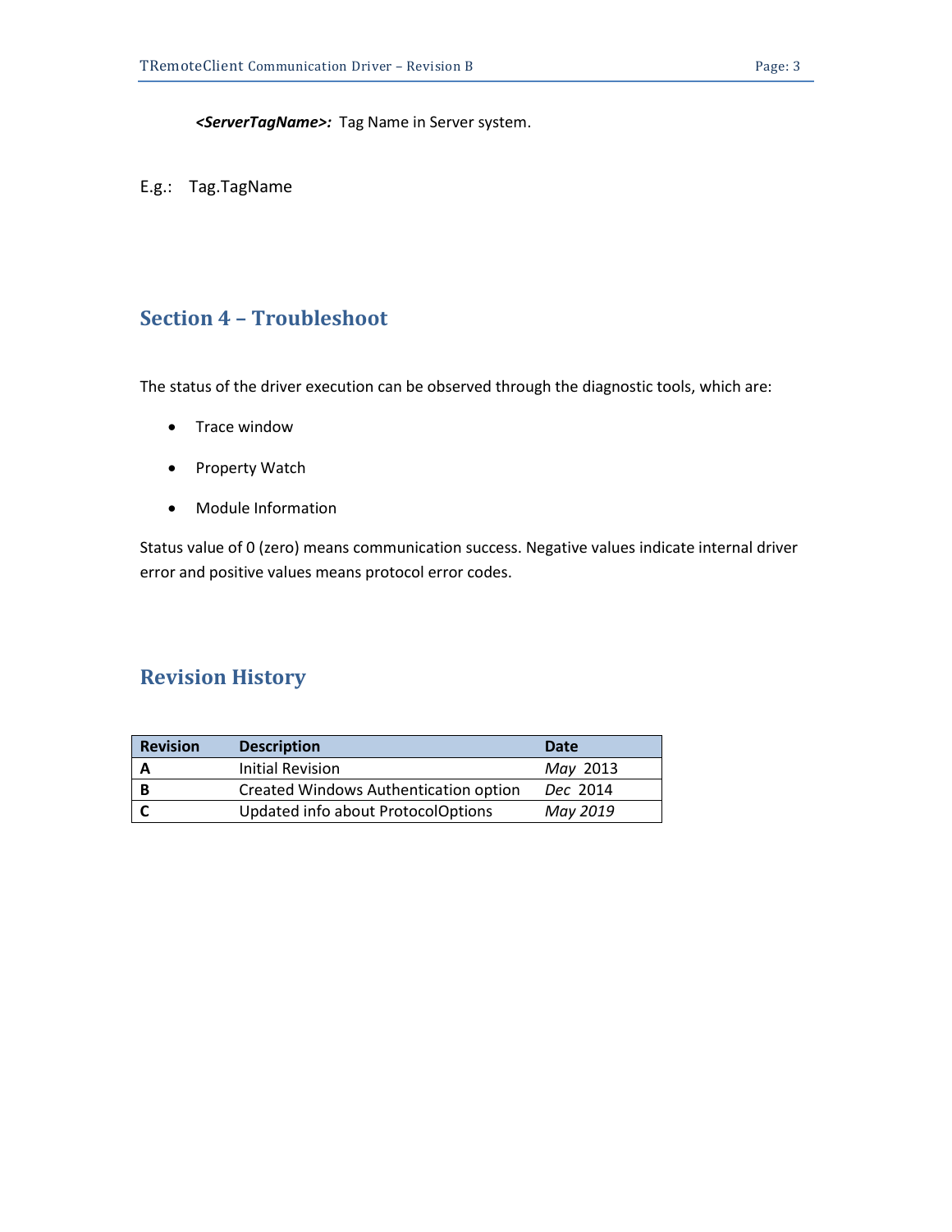***<ServerTagName>:*** Tag Name in Server system.

E.g.: Tag.TagName

## Section 4 – Troubleshoot

The status of the driver execution can be observed through the diagnostic tools, which are:

- Trace window
- Property Watch
- Module Information

Status value of 0 (zero) means communication success. Negative values indicate internal driver error and positive values means protocol error codes.

## Revision History

| Revision | Description | Date |
|---|---|---|
| **A** | Initial Revision | *May* 2013 |
| **B** | Created Windows Authentication option | *Dec* 2014 |
| **C** | Updated info about ProtocolOptions | *May 2019* |